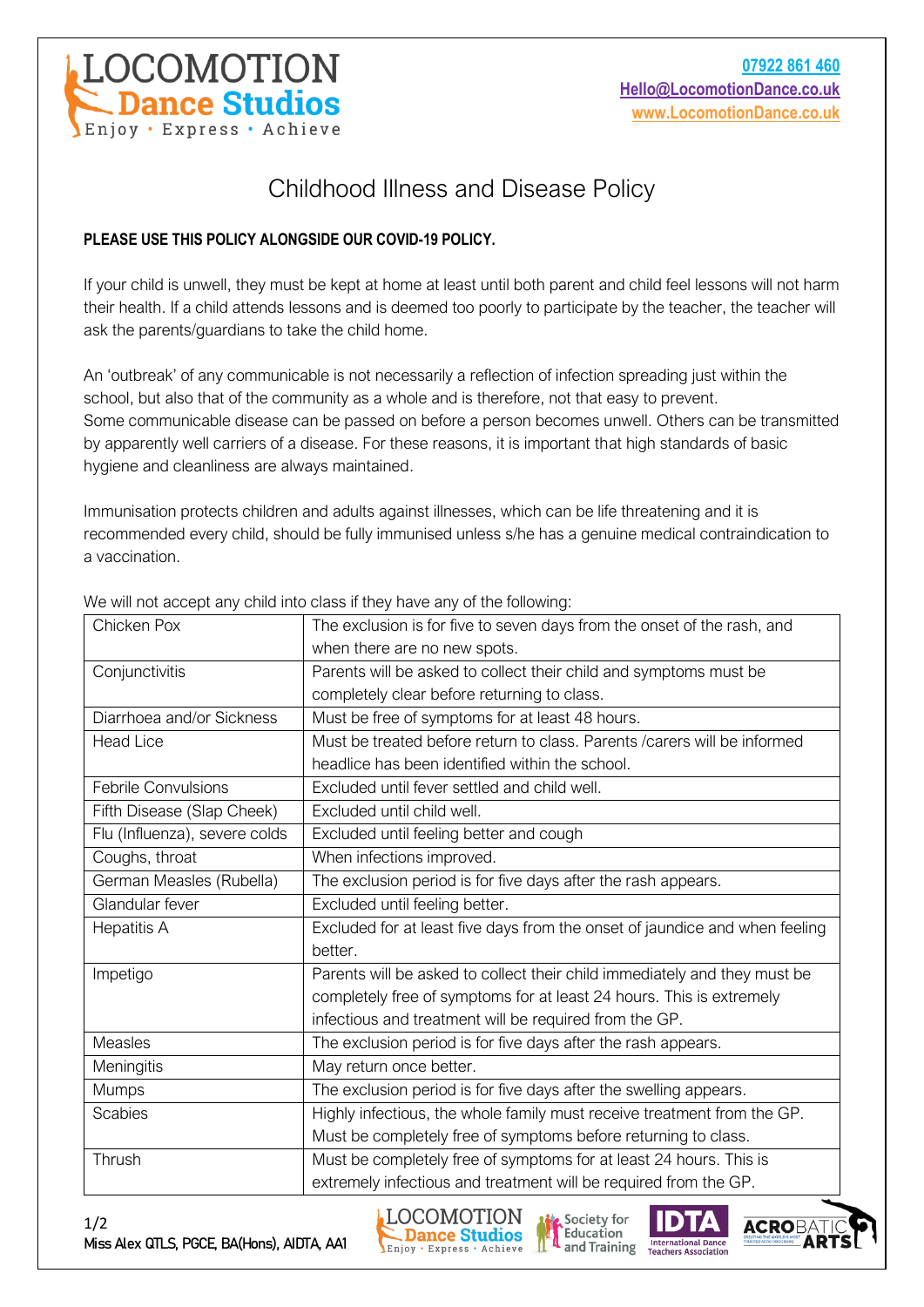LOCOMOTION Dance Studios
Enjoy • Express • Achieve

07922 861 460
Hello@LocomotionDance.co.uk
www.LocomotionDance.co.uk

# Childhood Illness and Disease Policy

**PLEASE USE THIS POLICY ALONGSIDE OUR COVID-19 POLICY.**

If your child is unwell, they must be kept at home at least until both parent and child feel lessons will not harm their health. If a child attends lessons and is deemed too poorly to participate by the teacher, the teacher will ask the parents/guardians to take the child home.

An 'outbreak' of any communicable is not necessarily a reflection of infection spreading just within the school, but also that of the community as a whole and is therefore, not that easy to prevent.
Some communicable disease can be passed on before a person becomes unwell. Others can be transmitted by apparently well carriers of a disease. For these reasons, it is important that high standards of basic hygiene and cleanliness are always maintained.

Immunisation protects children and adults against illnesses, which can be life threatening and it is recommended every child, should be fully immunised unless s/he has a genuine medical contraindication to a vaccination.

We will not accept any child into class if they have any of the following:

| | |
|---|---|
| Chicken Pox | The exclusion is for five to seven days from the onset of the rash, and when there are no new spots. |
| Conjunctivitis | Parents will be asked to collect their child and symptoms must be completely clear before returning to class. |
| Diarrhoea and/or Sickness | Must be free of symptoms for at least 48 hours. |
| Head Lice | Must be treated before return to class. Parents /carers will be informed headlice has been identified within the school. |
| Febrile Convulsions | Excluded until fever settled and child well. |
| Fifth Disease (Slap Cheek) | Excluded until child well. |
| Flu (Influenza), severe colds | Excluded until feeling better and cough |
| Coughs, throat | When infections improved. |
| German Measles (Rubella) | The exclusion period is for five days after the rash appears. |
| Glandular fever | Excluded until feeling better. |
| Hepatitis A | Excluded for at least five days from the onset of jaundice and when feeling better. |
| Impetigo | Parents will be asked to collect their child immediately and they must be completely free of symptoms for at least 24 hours. This is extremely infectious and treatment will be required from the GP. |
| Measles | The exclusion period is for five days after the rash appears. |
| Meningitis | May return once better. |
| Mumps | The exclusion period is for five days after the swelling appears. |
| Scabies | Highly infectious, the whole family must receive treatment from the GP. Must be completely free of symptoms before returning to class. |
| Thrush | Must be completely free of symptoms for at least 24 hours. This is extremely infectious and treatment will be required from the GP. |

Miss Alex QTLS, PGCE, BA(Hons), AIDTA, AA1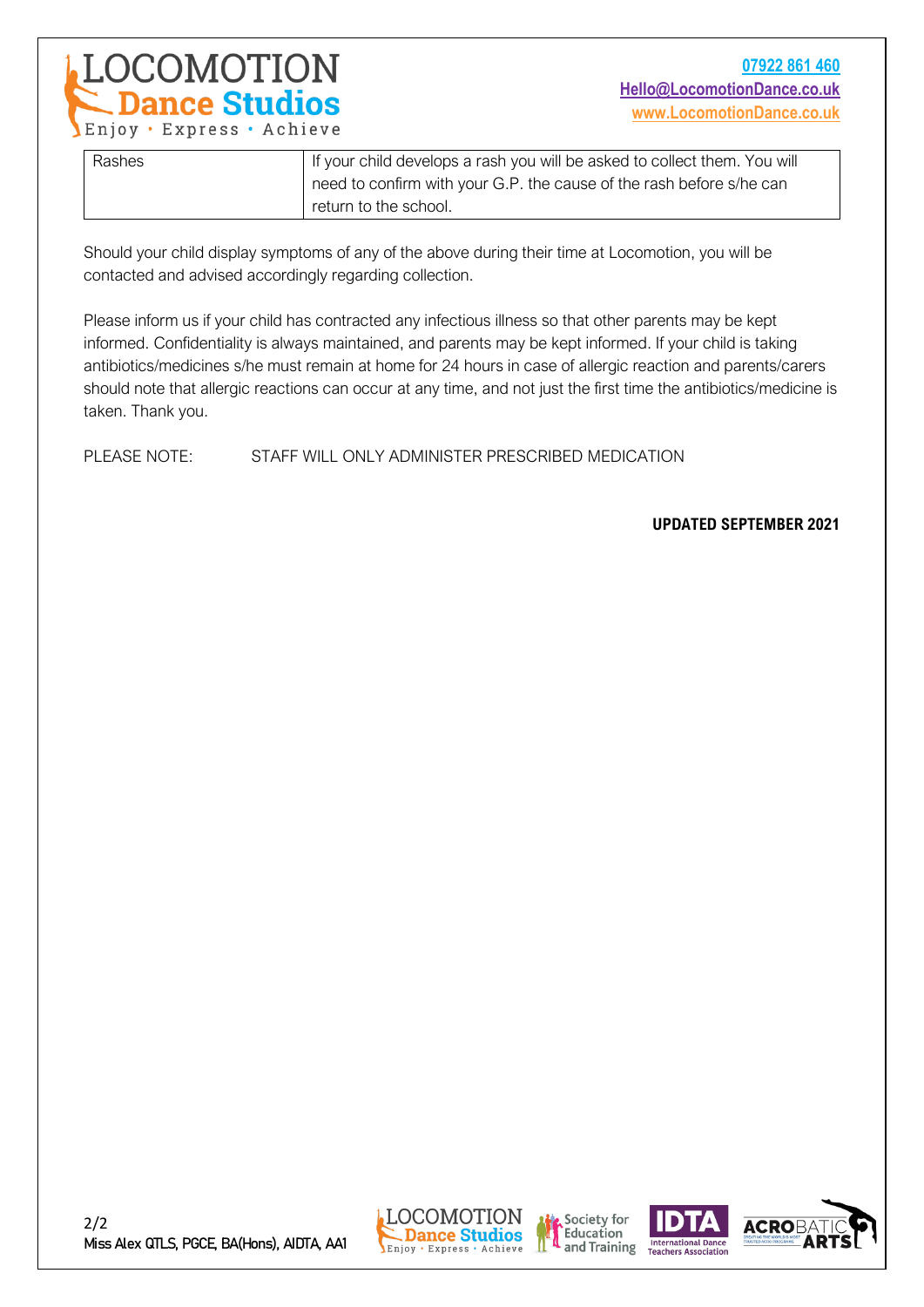| | |
|---|---|
| Rashes | If your child develops a rash you will be asked to collect them. You will need to confirm with your G.P. the cause of the rash before s/he can return to the school. |

Should your child display symptoms of any of the above during their time at Locomotion, you will be contacted and advised accordingly regarding collection.

Please inform us if your child has contracted any infectious illness so that other parents may be kept informed. Confidentiality is always maintained, and parents may be kept informed. If your child is taking antibiotics/medicines s/he must remain at home for 24 hours in case of allergic reaction and parents/carers should note that allergic reactions can occur at any time, and not just the first time the antibiotics/medicine is taken. Thank you.

PLEASE NOTE: STAFF WILL ONLY ADMINISTER PRESCRIBED MEDICATION

**UPDATED SEPTEMBER 2021**

Miss Alex QTLS, PGCE, BA(Hons), AIDTA, AA1